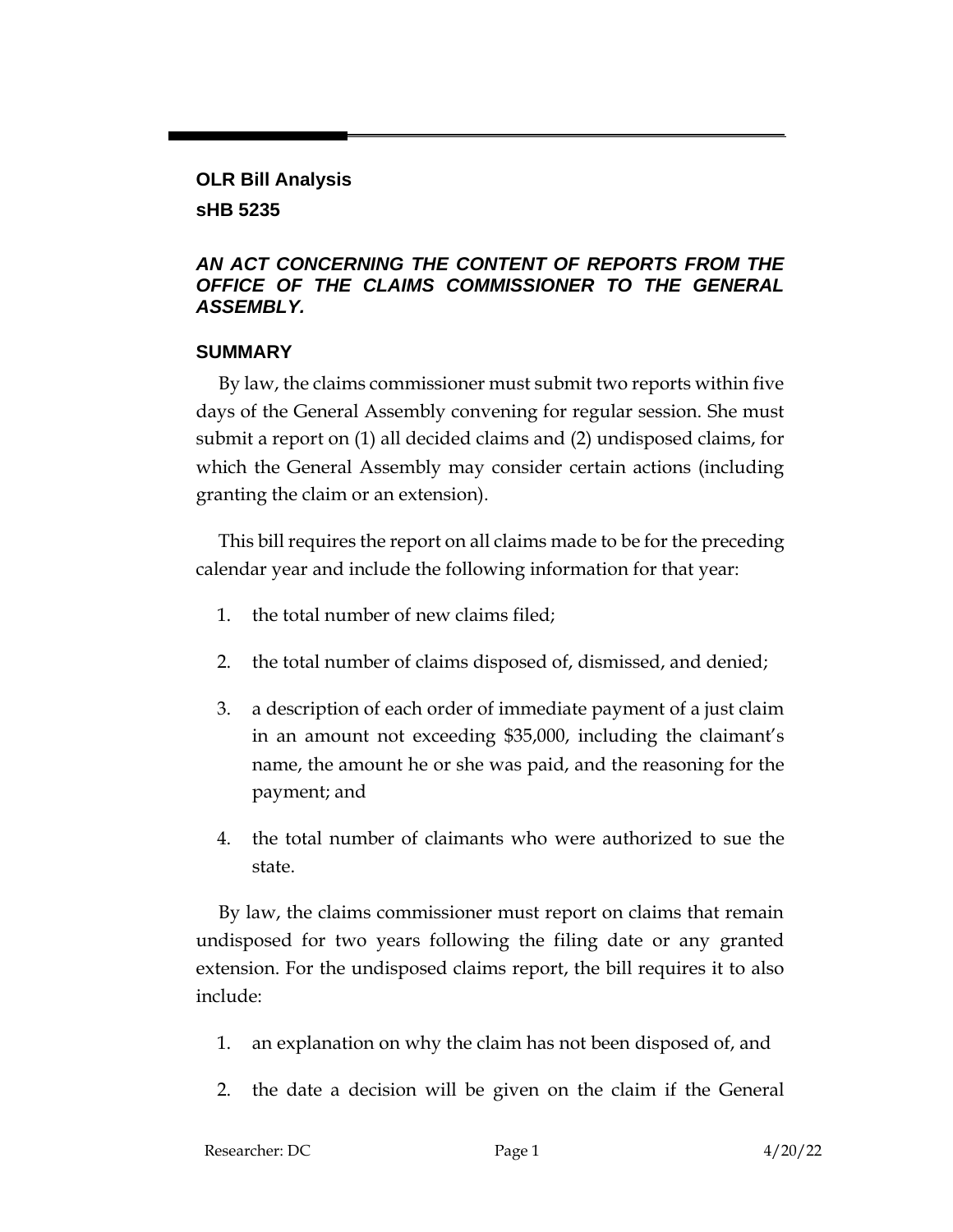**OLR Bill Analysis**

**sHB 5235**

***AN ACT CONCERNING THE CONTENT OF REPORTS FROM THE OFFICE OF THE CLAIMS COMMISSIONER TO THE GENERAL ASSEMBLY.***

## SUMMARY

By law, the claims commissioner must submit two reports within five days of the General Assembly convening for regular session. She must submit a report on (1) all decided claims and (2) undisposed claims, for which the General Assembly may consider certain actions (including granting the claim or an extension).

This bill requires the report on all claims made to be for the preceding calendar year and include the following information for that year:

1. the total number of new claims filed;
2. the total number of claims disposed of, dismissed, and denied;
3. a description of each order of immediate payment of a just claim in an amount not exceeding $35,000, including the claimant's name, the amount he or she was paid, and the reasoning for the payment; and
4. the total number of claimants who were authorized to sue the state.

By law, the claims commissioner must report on claims that remain undisposed for two years following the filing date or any granted extension. For the undisposed claims report, the bill requires it to also include:

1. an explanation on why the claim has not been disposed of, and
2. the date a decision will be given on the claim if the General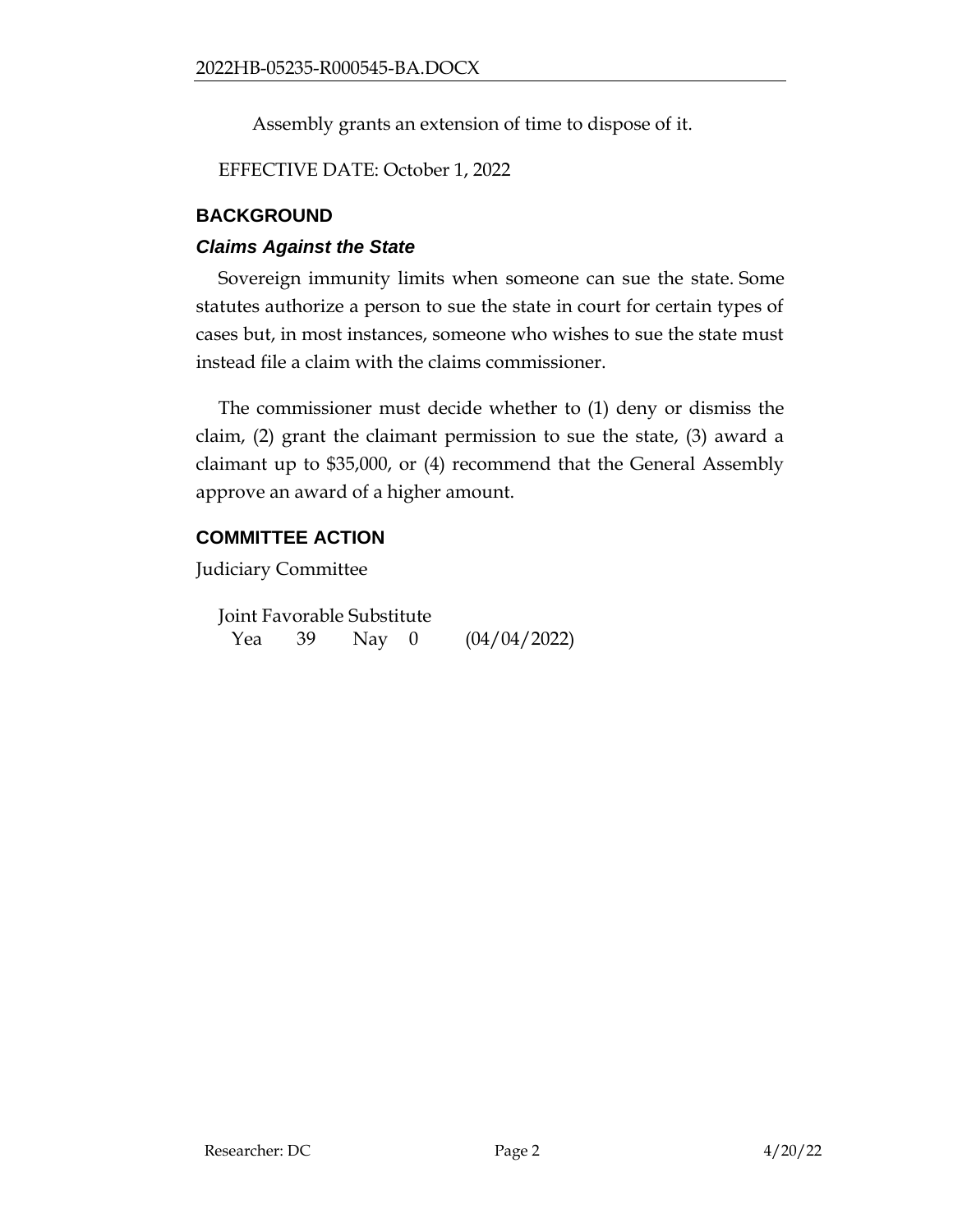Assembly grants an extension of time to dispose of it.

EFFECTIVE DATE: October 1, 2022

## BACKGROUND

### *Claims Against the State*

Sovereign immunity limits when someone can sue the state. Some statutes authorize a person to sue the state in court for certain types of cases but, in most instances, someone who wishes to sue the state must instead file a claim with the claims commissioner.

The commissioner must decide whether to (1) deny or dismiss the claim, (2) grant the claimant permission to sue the state, (3) award a claimant up to $35,000, or (4) recommend that the General Assembly approve an award of a higher amount.

## COMMITTEE ACTION

Judiciary Committee

Joint Favorable Substitute

| | | | | |
|---|---|---|---|---|
| Yea | 39 | Nay | 0 | (04/04/2022) |